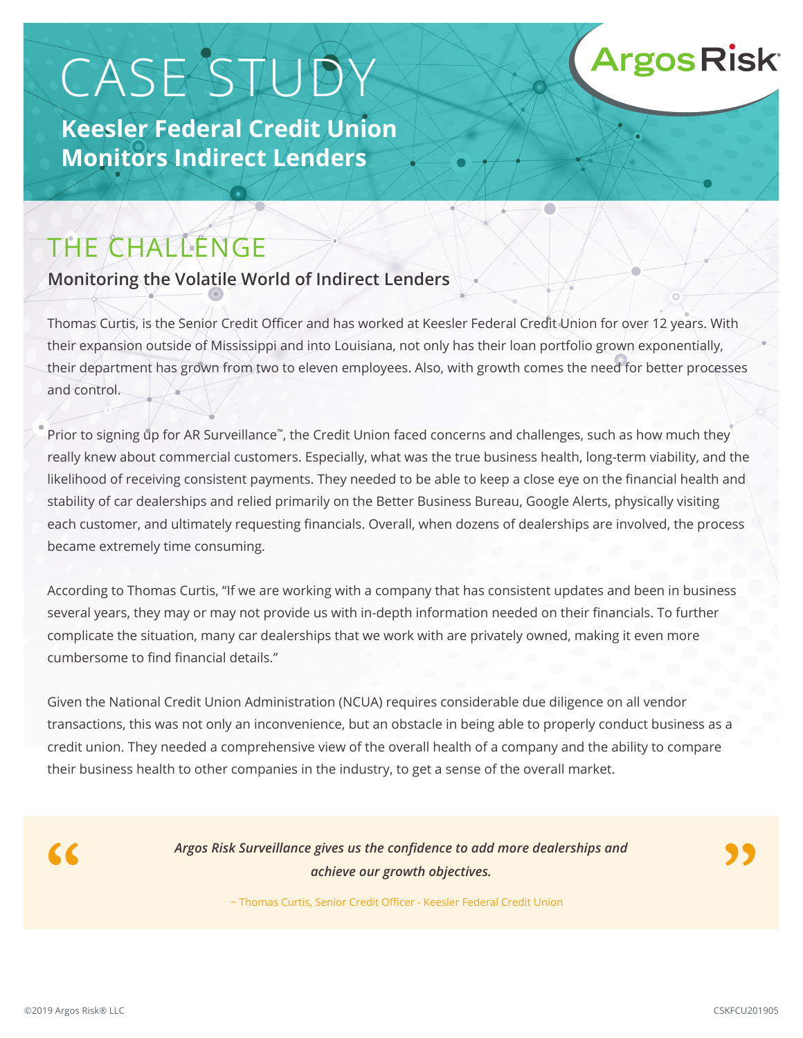# CASE STUDY

ArgosRisk®

## Keesler Federal Credit Union Monitors Indirect Lenders

## THE CHALLENGE

### Monitoring the Volatile World of Indirect Lenders

Thomas Curtis, is the Senior Credit Officer and has worked at Keesler Federal Credit Union for over 12 years. With their expansion outside of Mississippi and into Louisiana, not only has their loan portfolio grown exponentially, their department has grown from two to eleven employees. Also, with growth comes the need for better processes and control.

Prior to signing up for AR Surveillance™, the Credit Union faced concerns and challenges, such as how much they really knew about commercial customers. Especially, what was the true business health, long-term viability, and the likelihood of receiving consistent payments. They needed to be able to keep a close eye on the financial health and stability of car dealerships and relied primarily on the Better Business Bureau, Google Alerts, physically visiting each customer, and ultimately requesting financials. Overall, when dozens of dealerships are involved, the process became extremely time consuming.

According to Thomas Curtis, "If we are working with a company that has consistent updates and been in business several years, they may or may not provide us with in-depth information needed on their financials. To further complicate the situation, many car dealerships that we work with are privately owned, making it even more cumbersome to find financial details."

Given the National Credit Union Administration (NCUA) requires considerable due diligence on all vendor transactions, this was not only an inconvenience, but an obstacle in being able to properly conduct business as a credit union. They needed a comprehensive view of the overall health of a company and the ability to compare their business health to other companies in the industry, to get a sense of the overall market.

> ***Argos Risk Surveillance gives us the confidence to add more dealerships and achieve our growth objectives.***
>
> ~ Thomas Curtis, Senior Credit Officer - Keesler Federal Credit Union

©2019 Argos Risk® LLC

CSKFCU201905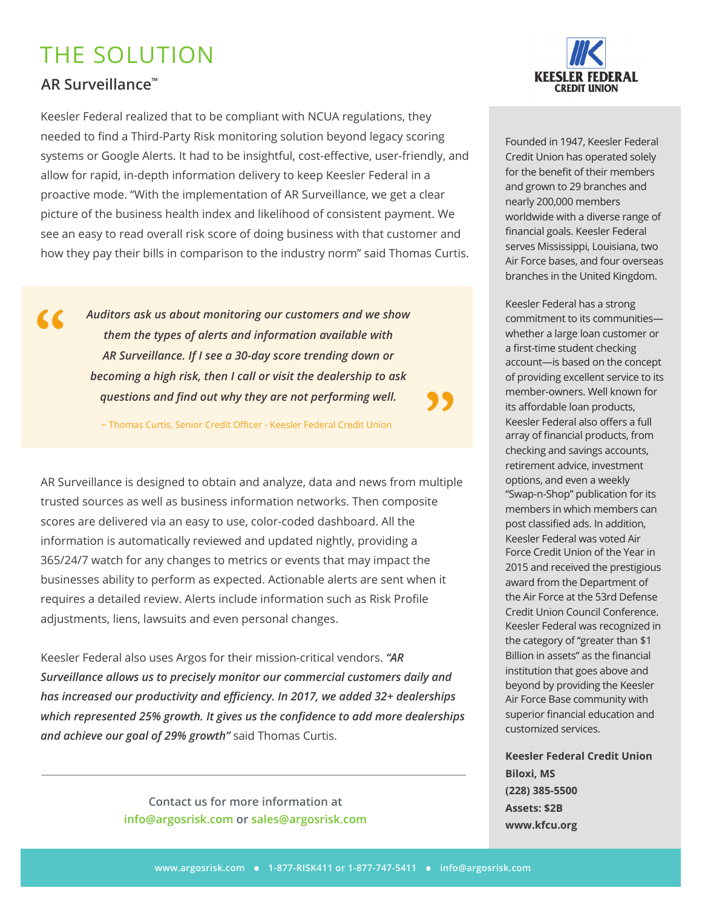# THE SOLUTION

## AR Surveillance™

Keesler Federal realized that to be compliant with NCUA regulations, they needed to find a Third-Party Risk monitoring solution beyond legacy scoring systems or Google Alerts. It had to be insightful, cost-effective, user-friendly, and allow for rapid, in-depth information delivery to keep Keesler Federal in a proactive mode. "With the implementation of AR Surveillance, we get a clear picture of the business health index and likelihood of consistent payment. We see an easy to read overall risk score of doing business with that customer and how they pay their bills in comparison to the industry norm" said Thomas Curtis.

> *Auditors ask us about monitoring our customers and we show them the types of alerts and information available with AR Surveillance. If I see a 30-day score trending down or becoming a high risk, then I call or visit the dealership to ask questions and find out why they are not performing well.*
>
> ~ Thomas Curtis, Senior Credit Officer - Keesler Federal Credit Union

AR Surveillance is designed to obtain and analyze, data and news from multiple trusted sources as well as business information networks. Then composite scores are delivered via an easy to use, color-coded dashboard. All the information is automatically reviewed and updated nightly, providing a 365/24/7 watch for any changes to metrics or events that may impact the businesses ability to perform as expected. Actionable alerts are sent when it requires a detailed review. Alerts include information such as Risk Profile adjustments, liens, lawsuits and even personal changes.

Keesler Federal also uses Argos for their mission-critical vendors. ***"AR Surveillance allows us to precisely monitor our commercial customers daily and has increased our productivity and efficiency. In 2017, we added 32+ dealerships which represented 25% growth. It gives us the confidence to add more dealerships and achieve our goal of 29% growth"*** said Thomas Curtis.

---

**Contact us for more information at info@argosrisk.com or sales@argosrisk.com**

**KEESLER FEDERAL CREDIT UNION**

Founded in 1947, Keesler Federal Credit Union has operated solely for the benefit of their members and grown to 29 branches and nearly 200,000 members worldwide with a diverse range of financial goals. Keesler Federal serves Mississippi, Louisiana, two Air Force bases, and four overseas branches in the United Kingdom.

Keesler Federal has a strong commitment to its communities—whether a large loan customer or a first-time student checking account—is based on the concept of providing excellent service to its member-owners. Well known for its affordable loan products, Keesler Federal also offers a full array of financial products, from checking and savings accounts, retirement advice, investment options, and even a weekly "Swap-n-Shop" publication for its members in which members can post classified ads. In addition, Keesler Federal was voted Air Force Credit Union of the Year in 2015 and received the prestigious award from the Department of the Air Force at the 53rd Defense Credit Union Council Conference. Keesler Federal was recognized in the category of "greater than $1 Billion in assets" as the financial institution that goes above and beyond by providing the Keesler Air Force Base community with superior financial education and customized services.

**Keesler Federal Credit Union**
**Biloxi, MS**
**(228) 385-5500**
**Assets: $2B**
**www.kfcu.org**

www.argosrisk.com • 1-877-RISK411 or 1-877-747-5411 • info@argosrisk.com